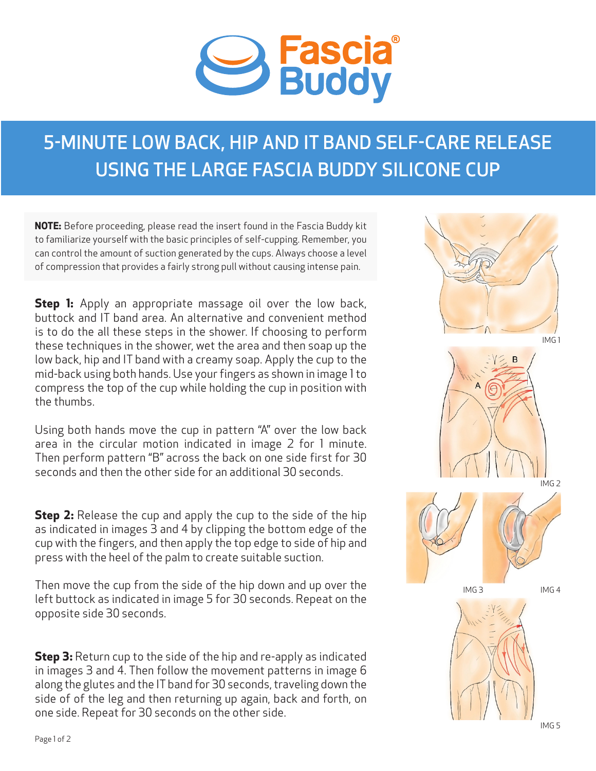# Fascia Buddy®

## 5-MINUTE LOW BACK, HIP AND IT BAND SELF-CARE RELEASE USING THE LARGE FASCIA BUDDY SILICONE CUP

**NOTE:** Before proceeding, please read the insert found in the Fascia Buddy kit to familiarize yourself with the basic principles of self-cupping. Remember, you can control the amount of suction generated by the cups. Always choose a level of compression that provides a fairly strong pull without causing intense pain.

**Step 1:** Apply an appropriate massage oil over the low back, buttock and IT band area. An alternative and convenient method is to do the all these steps in the shower. If choosing to perform these techniques in the shower, wet the area and then soap up the low back, hip and IT band with a creamy soap. Apply the cup to the mid-back using both hands. Use your fingers as shown in image 1 to compress the top of the cup while holding the cup in position with the thumbs.

Using both hands move the cup in pattern "A" over the low back area in the circular motion indicated in image 2 for 1 minute. Then perform pattern "B" across the back on one side first for 30 seconds and then the other side for an additional 30 seconds.

**Step 2:** Release the cup and apply the cup to the side of the hip as indicated in images 3 and 4 by clipping the bottom edge of the cup with the fingers, and then apply the top edge to side of hip and press with the heel of the palm to create suitable suction.

Then move the cup from the side of the hip down and up over the left buttock as indicated in image 5 for 30 seconds. Repeat on the opposite side 30 seconds.

**Step 3:** Return cup to the side of the hip and re-apply as indicated in images 3 and 4. Then follow the movement patterns in image 6 along the glutes and the IT band for 30 seconds, traveling down the side of of the leg and then returning up again, back and forth, on one side. Repeat for 30 seconds on the other side.

IMG 1

IMG 2

IMG 3

IMG 4

IMG 5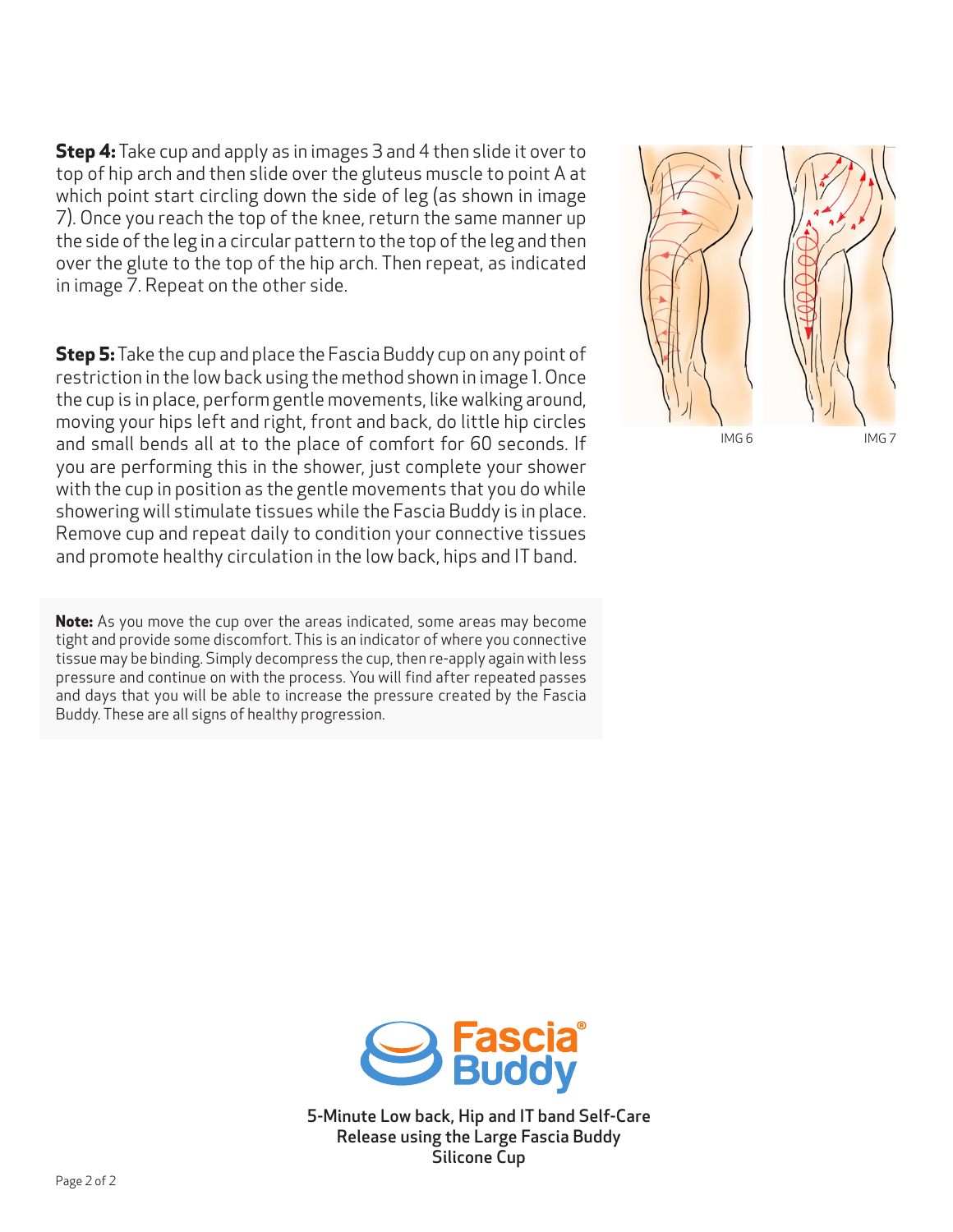**Step 4:** Take cup and apply as in images 3 and 4 then slide it over to top of hip arch and then slide over the gluteus muscle to point A at which point start circling down the side of leg (as shown in image 7). Once you reach the top of the knee, return the same manner up the side of the leg in a circular pattern to the top of the leg and then over the glute to the top of the hip arch. Then repeat, as indicated in image 7. Repeat on the other side.

**Step 5:** Take the cup and place the Fascia Buddy cup on any point of restriction in the low back using the method shown in image 1. Once the cup is in place, perform gentle movements, like walking around, moving your hips left and right, front and back, do little hip circles and small bends all at to the place of comfort for 60 seconds. If you are performing this in the shower, just complete your shower with the cup in position as the gentle movements that you do while showering will stimulate tissues while the Fascia Buddy is in place. Remove cup and repeat daily to condition your connective tissues and promote healthy circulation in the low back, hips and IT band.

IMG 6

IMG 7

**Note:** As you move the cup over the areas indicated, some areas may become tight and provide some discomfort. This is an indicator of where you connective tissue may be binding. Simply decompress the cup, then re-apply again with less pressure and continue on with the process. You will find after repeated passes and days that you will be able to increase the pressure created by the Fascia Buddy. These are all signs of healthy progression.

Fascia® Buddy

5-Minute Low back, Hip and IT band Self-Care Release using the Large Fascia Buddy Silicone Cup